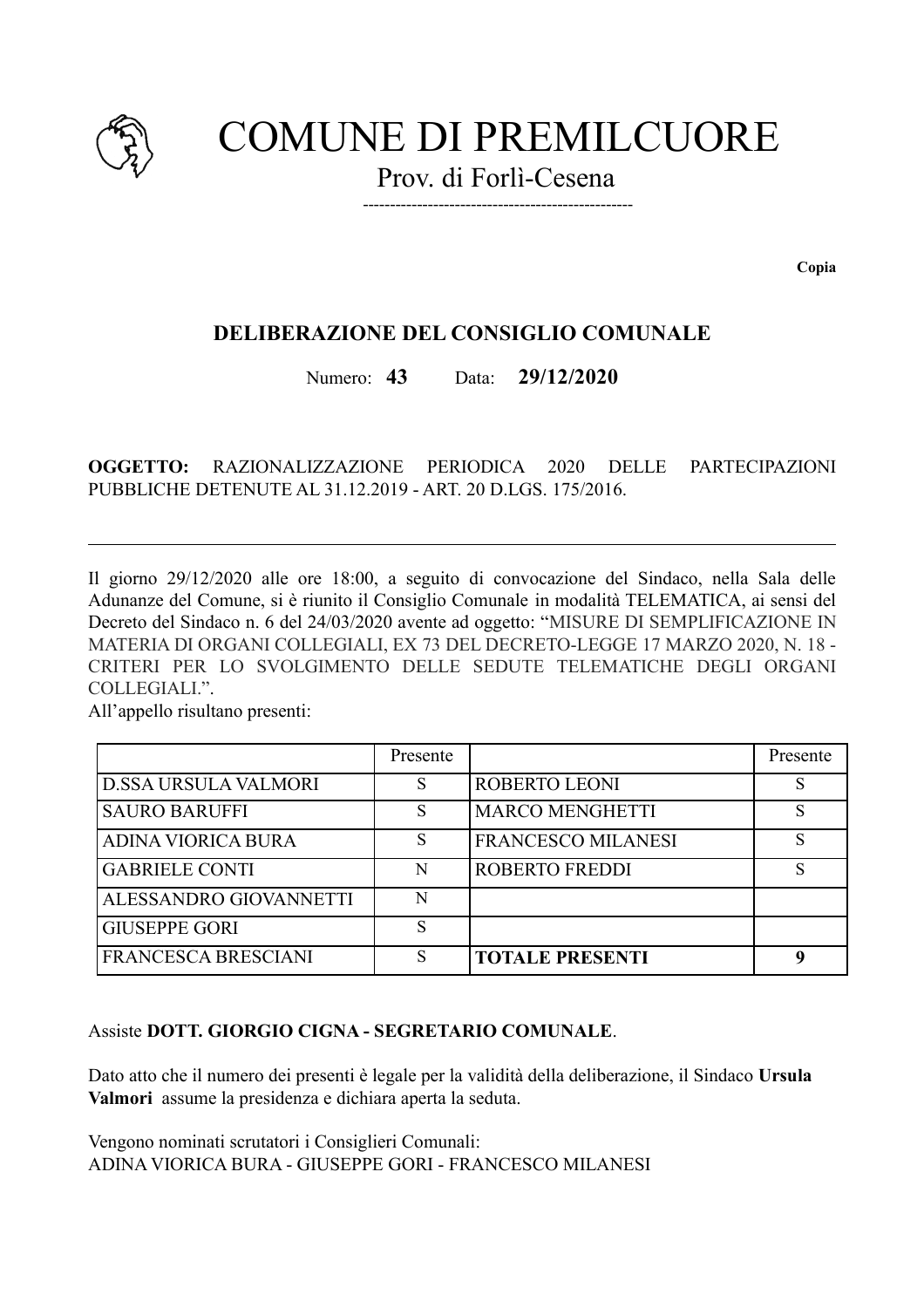# COMUNE DI PREMILCUORE

Prov. di Forlì-Cesena

---

**Copia**

## DELIBERAZIONE DEL CONSIGLIO COMUNALE

Numero: **43** Data: **29/12/2020**

**OGGETTO:** RAZIONALIZZAZIONE PERIODICA 2020 DELLE PARTECIPAZIONI PUBBLICHE DETENUTE AL 31.12.2019 - ART. 20 D.LGS. 175/2016.

---

Il giorno 29/12/2020 alle ore 18:00, a seguito di convocazione del Sindaco, nella Sala delle Adunanze del Comune, si è riunito il Consiglio Comunale in modalità TELEMATICA, ai sensi del Decreto del Sindaco n. 6 del 24/03/2020 avente ad oggetto: "MISURE DI SEMPLIFICAZIONE IN MATERIA DI ORGANI COLLEGIALI, EX 73 DEL DECRETO-LEGGE 17 MARZO 2020, N. 18 - CRITERI PER LO SVOLGIMENTO DELLE SEDUTE TELEMATICHE DEGLI ORGANI COLLEGIALI.".

All'appello risultano presenti:

| | Presente | | Presente |
|---|---|---|---|
| D.SSA URSULA VALMORI | S | ROBERTO LEONI | S |
| SAURO BARUFFI | S | MARCO MENGHETTI | S |
| ADINA VIORICA BURA | S | FRANCESCO MILANESI | S |
| GABRIELE CONTI | N | ROBERTO FREDDI | S |
| ALESSANDRO GIOVANNETTI | N | | |
| GIUSEPPE GORI | S | | |
| FRANCESCA BRESCIANI | S | **TOTALE PRESENTI** | **9** |

Assiste **DOTT. GIORGIO CIGNA - SEGRETARIO COMUNALE**.

Dato atto che il numero dei presenti è legale per la validità della deliberazione, il Sindaco **Ursula Valmori** assume la presidenza e dichiara aperta la seduta.

Vengono nominati scrutatori i Consiglieri Comunali:
ADINA VIORICA BURA - GIUSEPPE GORI - FRANCESCO MILANESI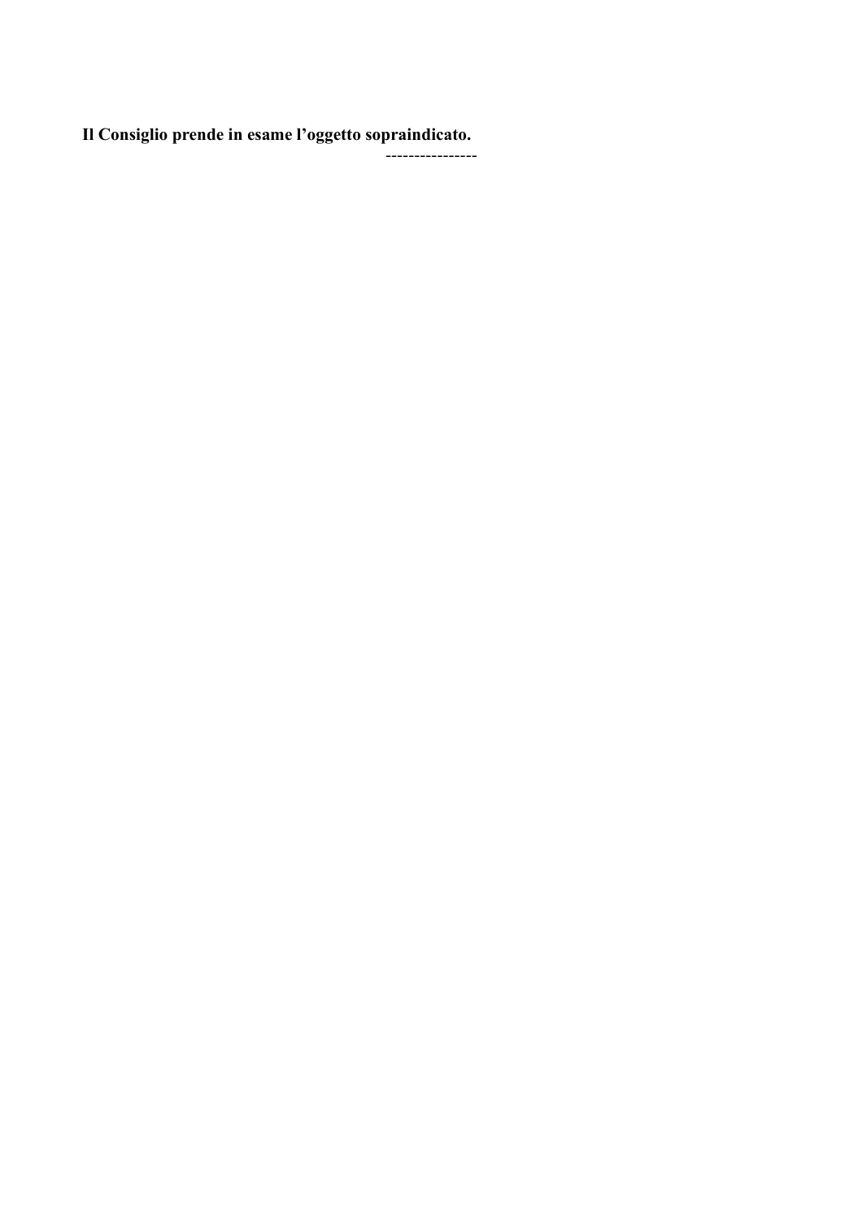**Il Consiglio prende in esame l'oggetto sopraindicato.**

----------------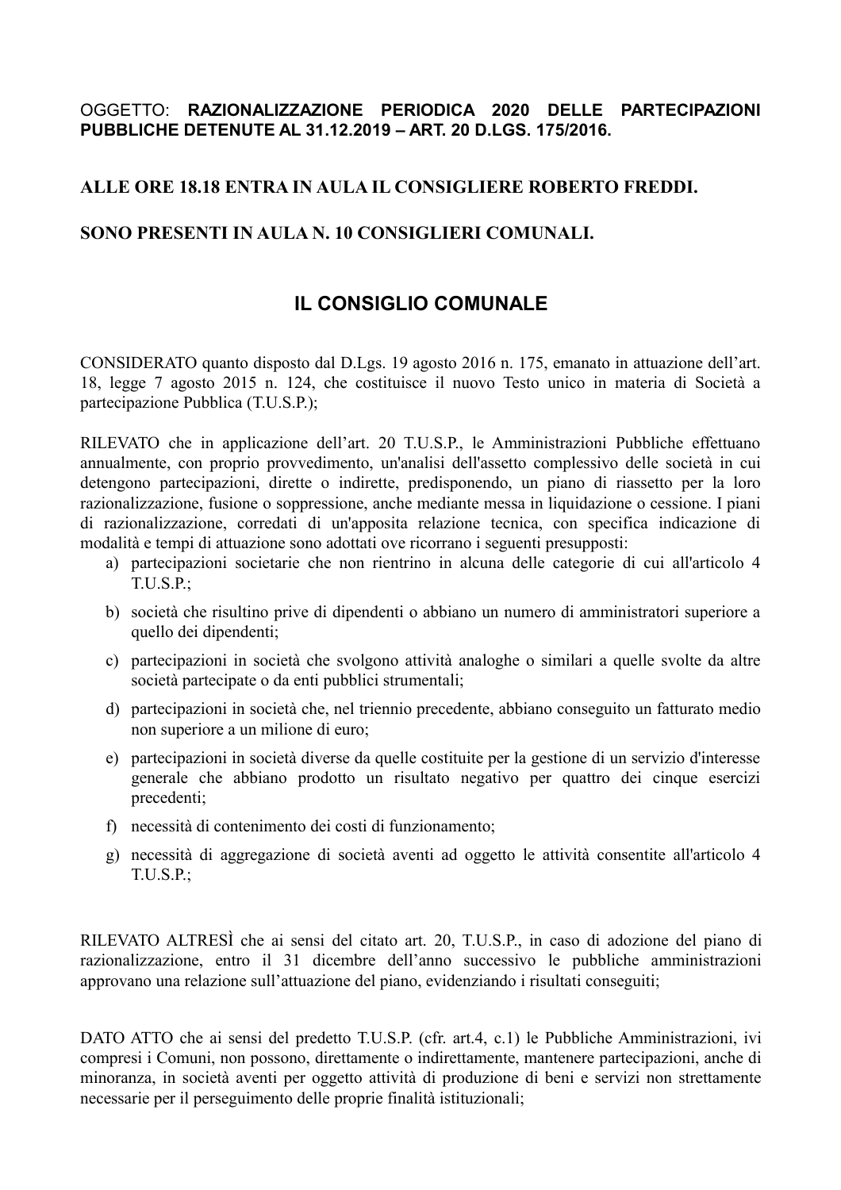OGGETTO: **RAZIONALIZZAZIONE PERIODICA 2020 DELLE PARTECIPAZIONI PUBBLICHE DETENUTE AL 31.12.2019 – ART. 20 D.LGS. 175/2016.**

**ALLE ORE 18.18 ENTRA IN AULA IL CONSIGLIERE ROBERTO FREDDI.**

**SONO PRESENTI IN AULA N. 10 CONSIGLIERI COMUNALI.**

## IL CONSIGLIO COMUNALE

CONSIDERATO quanto disposto dal D.Lgs. 19 agosto 2016 n. 175, emanato in attuazione dell'art. 18, legge 7 agosto 2015 n. 124, che costituisce il nuovo Testo unico in materia di Società a partecipazione Pubblica (T.U.S.P.);

RILEVATO che in applicazione dell'art. 20 T.U.S.P., le Amministrazioni Pubbliche effettuano annualmente, con proprio provvedimento, un'analisi dell'assetto complessivo delle società in cui detengono partecipazioni, dirette o indirette, predisponendo, un piano di riassetto per la loro razionalizzazione, fusione o soppressione, anche mediante messa in liquidazione o cessione. I piani di razionalizzazione, corredati di un'apposita relazione tecnica, con specifica indicazione di modalità e tempi di attuazione sono adottati ove ricorrano i seguenti presupposti:

a) partecipazioni societarie che non rientrino in alcuna delle categorie di cui all'articolo 4 T.U.S.P.;
b) società che risultino prive di dipendenti o abbiano un numero di amministratori superiore a quello dei dipendenti;
c) partecipazioni in società che svolgono attività analoghe o similari a quelle svolte da altre società partecipate o da enti pubblici strumentali;
d) partecipazioni in società che, nel triennio precedente, abbiano conseguito un fatturato medio non superiore a un milione di euro;
e) partecipazioni in società diverse da quelle costituite per la gestione di un servizio d'interesse generale che abbiano prodotto un risultato negativo per quattro dei cinque esercizi precedenti;
f) necessità di contenimento dei costi di funzionamento;
g) necessità di aggregazione di società aventi ad oggetto le attività consentite all'articolo 4 T.U.S.P.;

RILEVATO ALTRESÌ che ai sensi del citato art. 20, T.U.S.P., in caso di adozione del piano di razionalizzazione, entro il 31 dicembre dell'anno successivo le pubbliche amministrazioni approvano una relazione sull'attuazione del piano, evidenziando i risultati conseguiti;

DATO ATTO che ai sensi del predetto T.U.S.P. (cfr. art.4, c.1) le Pubbliche Amministrazioni, ivi compresi i Comuni, non possono, direttamente o indirettamente, mantenere partecipazioni, anche di minoranza, in società aventi per oggetto attività di produzione di beni e servizi non strettamente necessarie per il perseguimento delle proprie finalità istituzionali;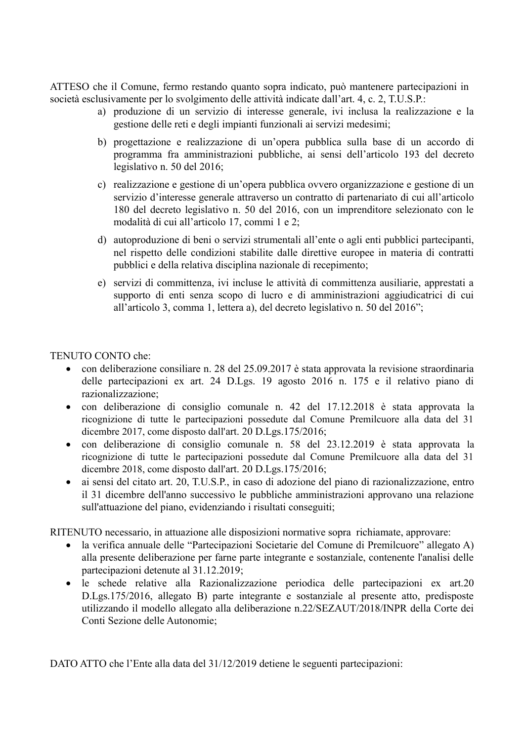ATTESO che il Comune, fermo restando quanto sopra indicato, può mantenere partecipazioni in società esclusivamente per lo svolgimento delle attività indicate dall'art. 4, c. 2, T.U.S.P.:

a) produzione di un servizio di interesse generale, ivi inclusa la realizzazione e la gestione delle reti e degli impianti funzionali ai servizi medesimi;

b) progettazione e realizzazione di un'opera pubblica sulla base di un accordo di programma fra amministrazioni pubbliche, ai sensi dell'articolo 193 del decreto legislativo n. 50 del 2016;

c) realizzazione e gestione di un'opera pubblica ovvero organizzazione e gestione di un servizio d'interesse generale attraverso un contratto di partenariato di cui all'articolo 180 del decreto legislativo n. 50 del 2016, con un imprenditore selezionato con le modalità di cui all'articolo 17, commi 1 e 2;

d) autoproduzione di beni o servizi strumentali all'ente o agli enti pubblici partecipanti, nel rispetto delle condizioni stabilite dalle direttive europee in materia di contratti pubblici e della relativa disciplina nazionale di recepimento;

e) servizi di committenza, ivi incluse le attività di committenza ausiliarie, apprestati a supporto di enti senza scopo di lucro e di amministrazioni aggiudicatrici di cui all'articolo 3, comma 1, lettera a), del decreto legislativo n. 50 del 2016";

TENUTO CONTO che:

- con deliberazione consiliare n. 28 del 25.09.2017 è stata approvata la revisione straordinaria delle partecipazioni ex art. 24 D.Lgs. 19 agosto 2016 n. 175 e il relativo piano di razionalizzazione;
- con deliberazione di consiglio comunale n. 42 del 17.12.2018 è stata approvata la ricognizione di tutte le partecipazioni possedute dal Comune Premilcuore alla data del 31 dicembre 2017, come disposto dall'art. 20 D.Lgs.175/2016;
- con deliberazione di consiglio comunale n. 58 del 23.12.2019 è stata approvata la ricognizione di tutte le partecipazioni possedute dal Comune Premilcuore alla data del 31 dicembre 2018, come disposto dall'art. 20 D.Lgs.175/2016;
- ai sensi del citato art. 20, T.U.S.P., in caso di adozione del piano di razionalizzazione, entro il 31 dicembre dell'anno successivo le pubbliche amministrazioni approvano una relazione sull'attuazione del piano, evidenziando i risultati conseguiti;

RITENUTO necessario, in attuazione alle disposizioni normative sopra richiamate, approvare:

- la verifica annuale delle "Partecipazioni Societarie del Comune di Premilcuore" allegato A) alla presente deliberazione per farne parte integrante e sostanziale, contenente l'analisi delle partecipazioni detenute al 31.12.2019;
- le schede relative alla Razionalizzazione periodica delle partecipazioni ex art.20 D.Lgs.175/2016, allegato B) parte integrante e sostanziale al presente atto, predisposte utilizzando il modello allegato alla deliberazione n.22/SEZAUT/2018/INPR della Corte dei Conti Sezione delle Autonomie;

DATO ATTO che l'Ente alla data del 31/12/2019 detiene le seguenti partecipazioni: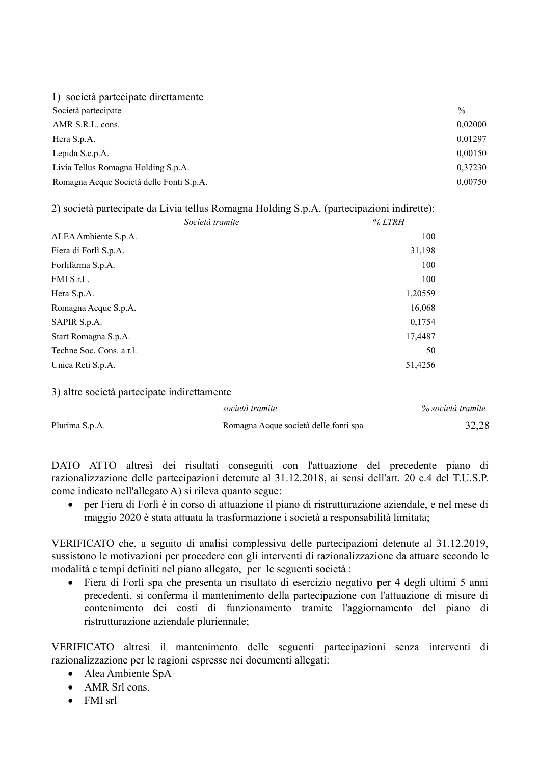1) società partecipate direttamente

| Società partecipate | % |
|---|---|
| AMR S.R.L. cons. | 0,02000 |
| Hera S.p.A. | 0,01297 |
| Lepida S.c.p.A. | 0,00150 |
| Livia Tellus Romagna Holding S.p.A. | 0,37230 |
| Romagna Acque Società delle Fonti S.p.A. | 0,00750 |

2) società partecipate da Livia tellus Romagna Holding S.p.A. (partecipazioni indirette):

| *Società tramite* | *% LTRH* |
|---|---|
| ALEA Ambiente S.p.A. | 100 |
| Fiera di Forlì S.p.A. | 31,198 |
| Forlifarma S.p.A. | 100 |
| FMI S.r.L. | 100 |
| Hera S.p.A. | 1,20559 |
| Romagna Acque S.p.A. | 16,068 |
| SAPIR S.p.A. | 0,1754 |
| Start Romagna S.p.A. | 17,4487 |
| Techne Soc. Cons. a r.l. | 50 |
| Unica Reti S.p.A. | 51,4256 |

3) altre società partecipate indirettamente

| | *società tramite* | *% società tramite* |
|---|---|---|
| Plurima S.p.A. | Romagna Acque società delle fonti spa | 32,28 |

DATO ATTO altresì dei risultati conseguiti con l'attuazione del precedente piano di razionalizzazione delle partecipazioni detenute al 31.12.2018, ai sensi dell'art. 20 c.4 del T.U.S.P. come indicato nell'allegato A) si rileva quanto segue:

- per Fiera di Forlì è in corso di attuazione il piano di ristrutturazione aziendale, e nel mese di maggio 2020 è stata attuata la trasformazione i società a responsabilità limitata;

VERIFICATO che, a seguito di analisi complessiva delle partecipazioni detenute al 31.12.2019, sussistono le motivazioni per procedere con gli interventi di razionalizzazione da attuare secondo le modalità e tempi definiti nel piano allegato, per le seguenti società :

- Fiera di Forlì spa che presenta un risultato di esercizio negativo per 4 degli ultimi 5 anni precedenti, si conferma il mantenimento della partecipazione con l'attuazione di misure di contenimento dei costi di funzionamento tramite l'aggiornamento del piano di ristrutturazione aziendale pluriennale;

VERIFICATO altresì il mantenimento delle seguenti partecipazioni senza interventi di razionalizzazione per le ragioni espresse nei documenti allegati:

- Alea Ambiente SpA
- AMR Srl cons.
- FMI srl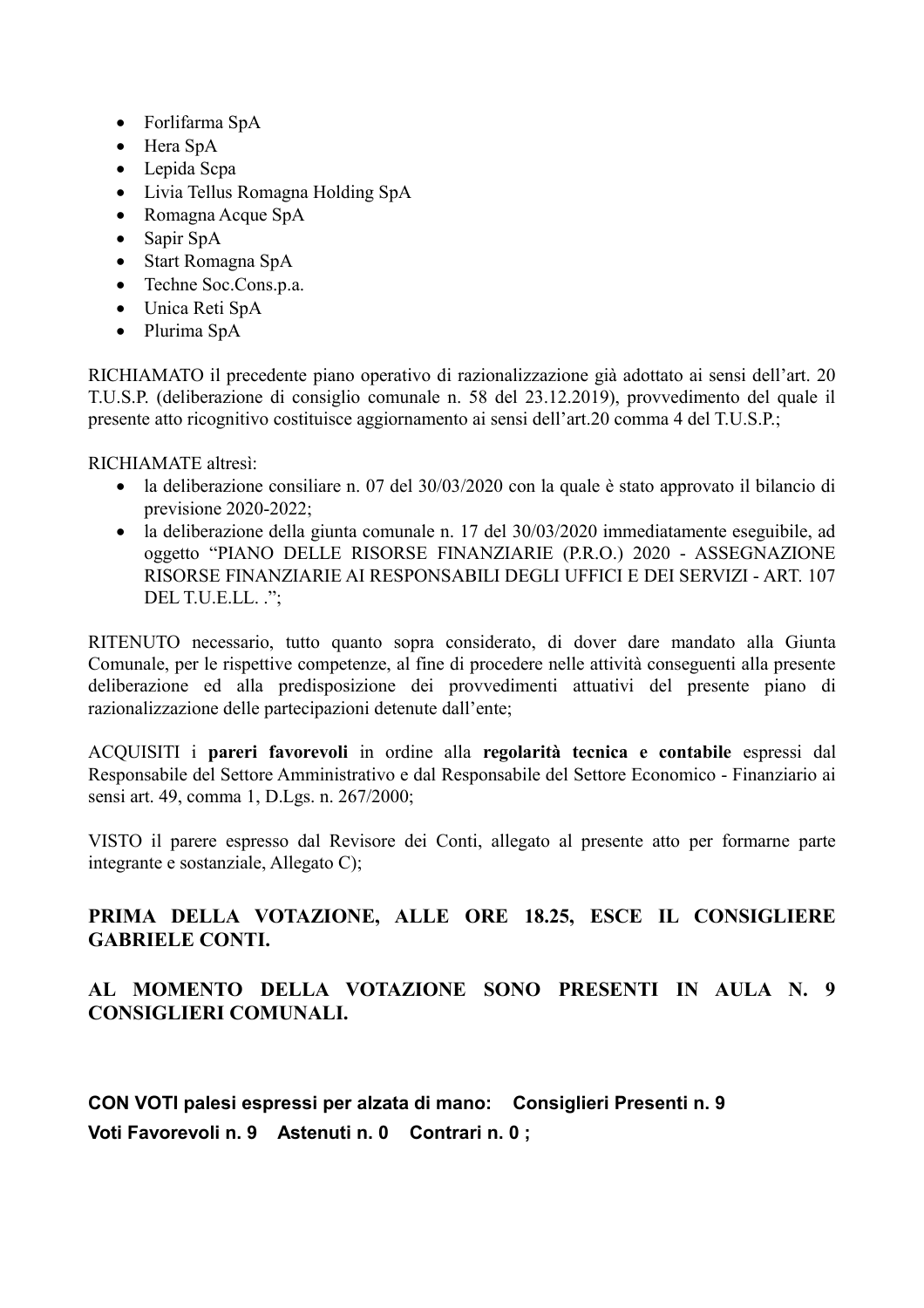- Forlifarma SpA
- Hera SpA
- Lepida Scpa
- Livia Tellus Romagna Holding SpA
- Romagna Acque SpA
- Sapir SpA
- Start Romagna SpA
- Techne Soc.Cons.p.a.
- Unica Reti SpA
- Plurima SpA

RICHIAMATO il precedente piano operativo di razionalizzazione già adottato ai sensi dell'art. 20 T.U.S.P. (deliberazione di consiglio comunale n. 58 del 23.12.2019), provvedimento del quale il presente atto ricognitivo costituisce aggiornamento ai sensi dell'art.20 comma 4 del T.U.S.P.;

RICHIAMATE altresì:

- la deliberazione consiliare n. 07 del 30/03/2020 con la quale è stato approvato il bilancio di previsione 2020-2022;
- la deliberazione della giunta comunale n. 17 del 30/03/2020 immediatamente eseguibile, ad oggetto "PIANO DELLE RISORSE FINANZIARIE (P.R.O.) 2020 - ASSEGNAZIONE RISORSE FINANZIARIE AI RESPONSABILI DEGLI UFFICI E DEI SERVIZI - ART. 107 DEL T.U.E.LL. .";

RITENUTO necessario, tutto quanto sopra considerato, di dover dare mandato alla Giunta Comunale, per le rispettive competenze, al fine di procedere nelle attività conseguenti alla presente deliberazione ed alla predisposizione dei provvedimenti attuativi del presente piano di razionalizzazione delle partecipazioni detenute dall'ente;

ACQUISITI i **pareri favorevoli** in ordine alla **regolarità tecnica e contabile** espressi dal Responsabile del Settore Amministrativo e dal Responsabile del Settore Economico - Finanziario ai sensi art. 49, comma 1, D.Lgs. n. 267/2000;

VISTO il parere espresso dal Revisore dei Conti, allegato al presente atto per formarne parte integrante e sostanziale, Allegato C);

**PRIMA DELLA VOTAZIONE, ALLE ORE 18.25, ESCE IL CONSIGLIERE GABRIELE CONTI.**

**AL MOMENTO DELLA VOTAZIONE SONO PRESENTI IN AULA N. 9 CONSIGLIERI COMUNALI.**

**CON VOTI palesi espressi per alzata di mano: Consiglieri Presenti n. 9**
**Voti Favorevoli n. 9 Astenuti n. 0 Contrari n. 0 ;**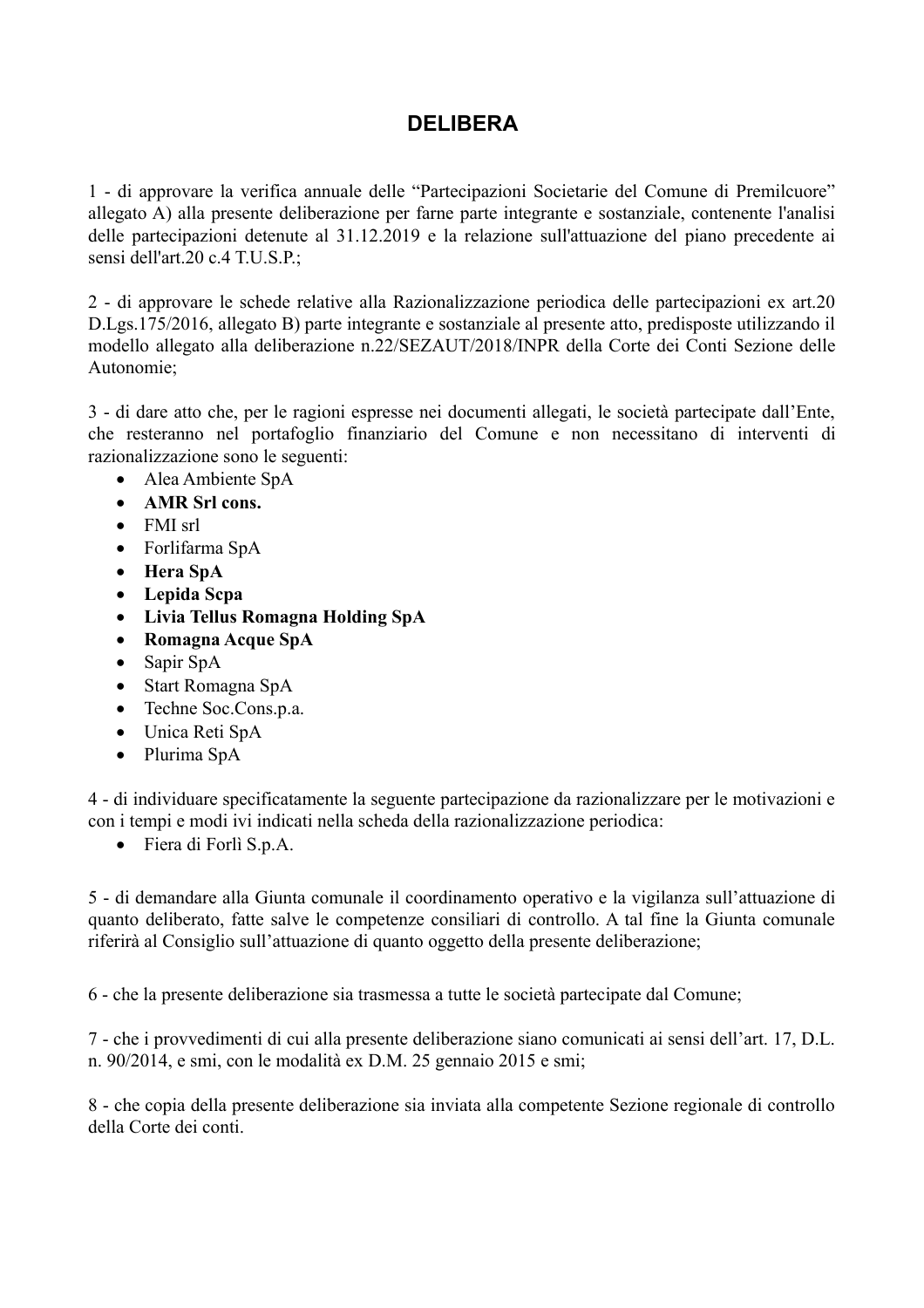# DELIBERA

1 - di approvare la verifica annuale delle "Partecipazioni Societarie del Comune di Premilcuore" allegato A) alla presente deliberazione per farne parte integrante e sostanziale, contenente l'analisi delle partecipazioni detenute al 31.12.2019 e la relazione sull'attuazione del piano precedente ai sensi dell'art.20 c.4 T.U.S.P.;

2 - di approvare le schede relative alla Razionalizzazione periodica delle partecipazioni ex art.20 D.Lgs.175/2016, allegato B) parte integrante e sostanziale al presente atto, predisposte utilizzando il modello allegato alla deliberazione n.22/SEZAUT/2018/INPR della Corte dei Conti Sezione delle Autonomie;

3 - di dare atto che, per le ragioni espresse nei documenti allegati, le società partecipate dall'Ente, che resteranno nel portafoglio finanziario del Comune e non necessitano di interventi di razionalizzazione sono le seguenti:

- Alea Ambiente SpA
- **AMR Srl cons.**
- FMI srl
- Forlifarma SpA
- **Hera SpA**
- **Lepida Scpa**
- **Livia Tellus Romagna Holding SpA**
- **Romagna Acque SpA**
- Sapir SpA
- Start Romagna SpA
- Techne Soc.Cons.p.a.
- Unica Reti SpA
- Plurima SpA

4 - di individuare specificatamente la seguente partecipazione da razionalizzare per le motivazioni e con i tempi e modi ivi indicati nella scheda della razionalizzazione periodica:

- Fiera di Forlì S.p.A.

5 - di demandare alla Giunta comunale il coordinamento operativo e la vigilanza sull'attuazione di quanto deliberato, fatte salve le competenze consiliari di controllo. A tal fine la Giunta comunale riferirà al Consiglio sull'attuazione di quanto oggetto della presente deliberazione;

6 - che la presente deliberazione sia trasmessa a tutte le società partecipate dal Comune;

7 - che i provvedimenti di cui alla presente deliberazione siano comunicati ai sensi dell'art. 17, D.L. n. 90/2014, e smi, con le modalità ex D.M. 25 gennaio 2015 e smi;

8 - che copia della presente deliberazione sia inviata alla competente Sezione regionale di controllo della Corte dei conti.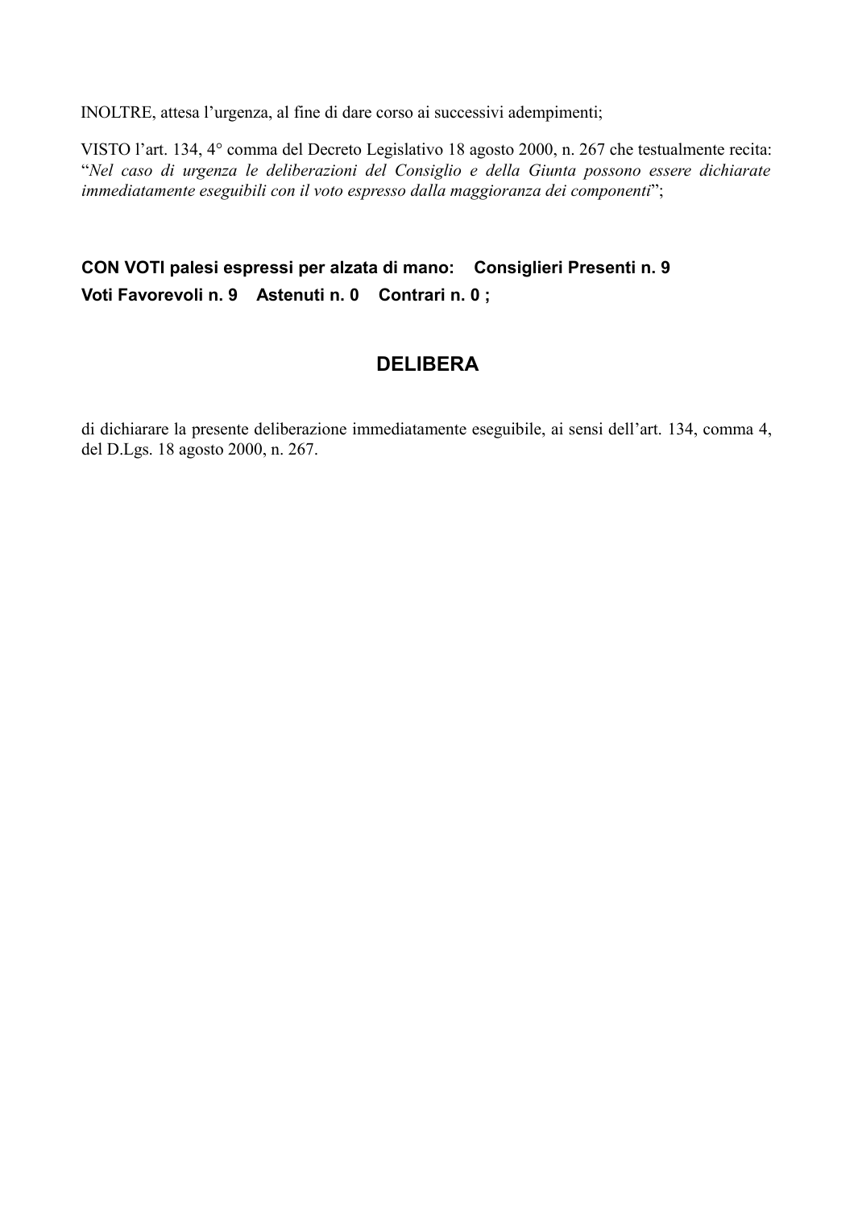INOLTRE, attesa l'urgenza, al fine di dare corso ai successivi adempimenti;

VISTO l'art. 134, 4° comma del Decreto Legislativo 18 agosto 2000, n. 267 che testualmente recita: "*Nel caso di urgenza le deliberazioni del Consiglio e della Giunta possono essere dichiarate immediatamente eseguibili con il voto espresso dalla maggioranza dei componenti*";

**CON VOTI palesi espressi per alzata di mano: Consiglieri Presenti n. 9**
**Voti Favorevoli n. 9 Astenuti n. 0 Contrari n. 0 ;**

## DELIBERA

di dichiarare la presente deliberazione immediatamente eseguibile, ai sensi dell'art. 134, comma 4, del D.Lgs. 18 agosto 2000, n. 267.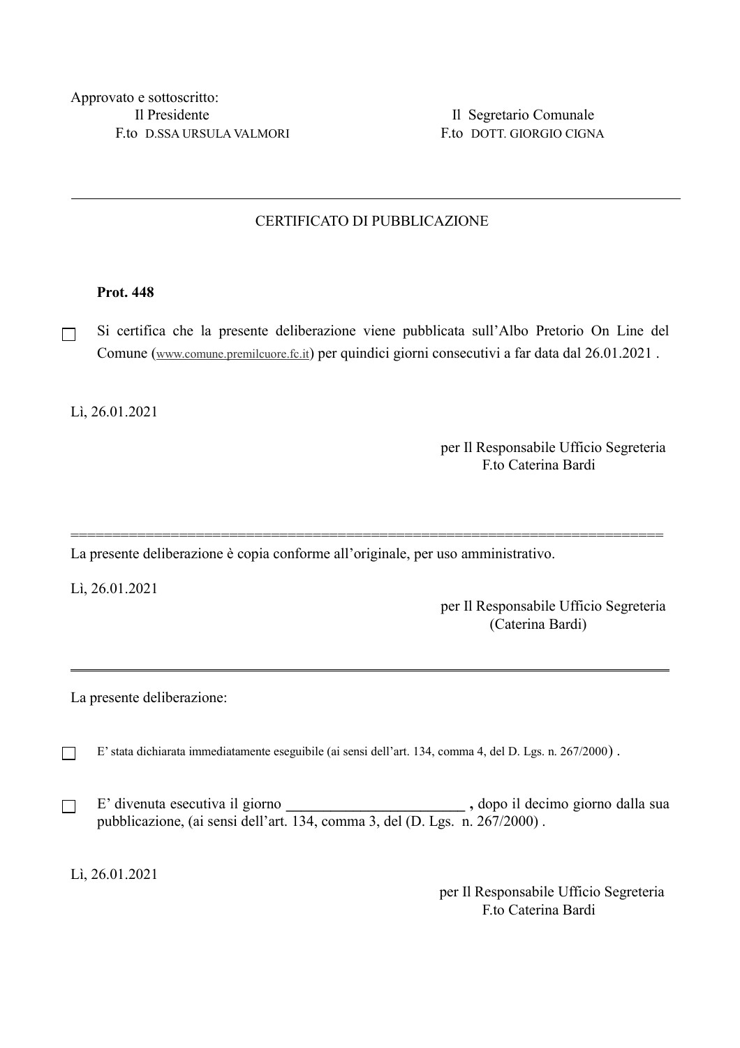Approvato e sottoscritto:

Il Presidente
F.to D.SSA URSULA VALMORI

Il Segretario Comunale
F.to DOTT. GIORGIO CIGNA

---

CERTIFICATO DI PUBBLICAZIONE

**Prot. 448**

☐ Si certifica che la presente deliberazione viene pubblicata sull'Albo Pretorio On Line del Comune (www.comune.premilcuore.fc.it) per quindici giorni consecutivi a far data dal 26.01.2021 .

Lì, 26.01.2021

per Il Responsabile Ufficio Segreteria
F.to Caterina Bardi

=======================================================================

La presente deliberazione è copia conforme all'originale, per uso amministrativo.

Lì, 26.01.2021

per Il Responsabile Ufficio Segreteria
(Caterina Bardi)

---

La presente deliberazione:

☐ E' stata dichiarata immediatamente eseguibile (ai sensi dell'art. 134, comma 4, del D. Lgs. n. 267/2000) .

☐ E' divenuta esecutiva il giorno ________________________ , dopo il decimo giorno dalla sua pubblicazione, (ai sensi dell'art. 134, comma 3, del (D. Lgs. n. 267/2000) .

Lì, 26.01.2021

per Il Responsabile Ufficio Segreteria
F.to Caterina Bardi